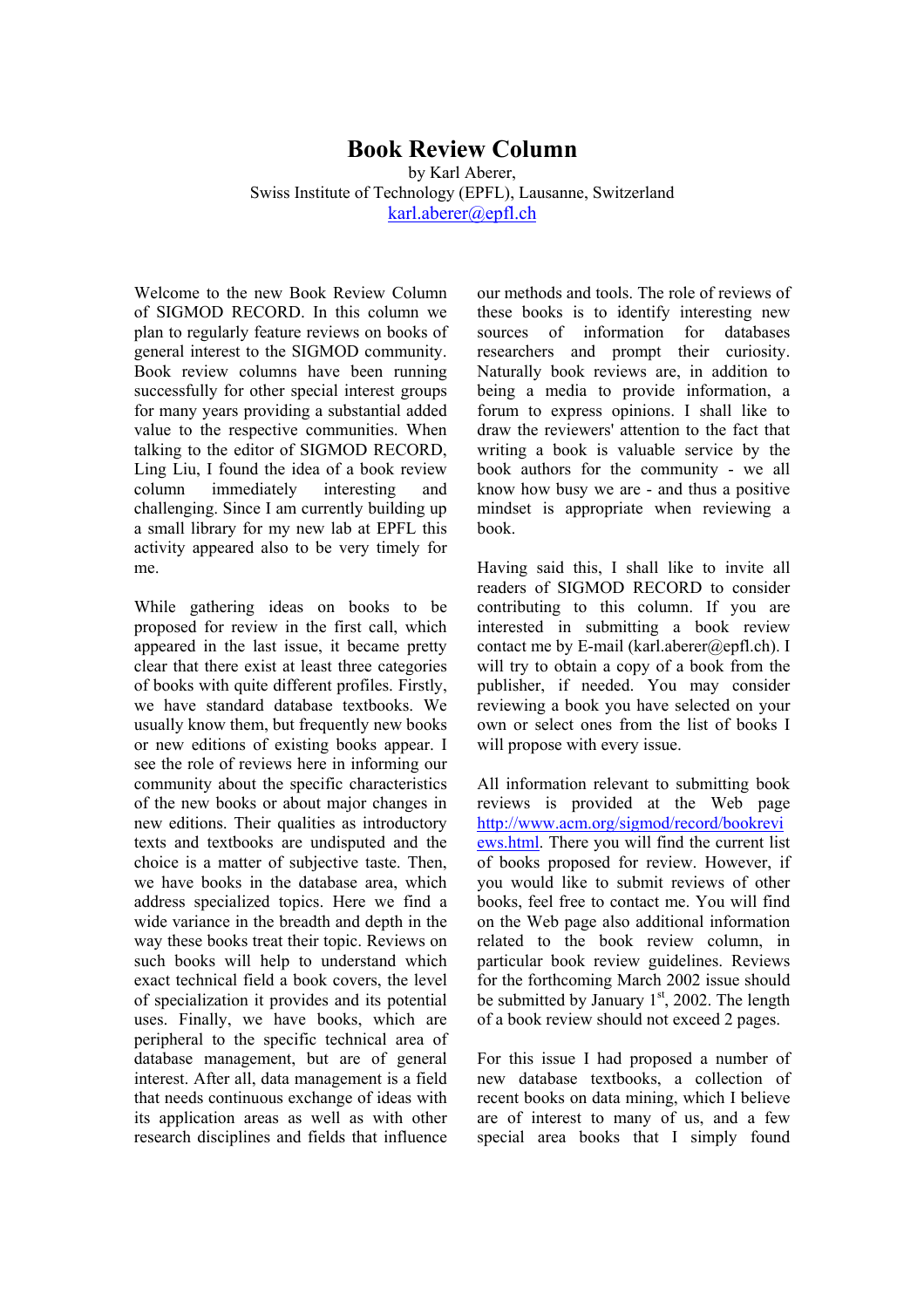# Book Review Column

by Karl Aberer,
Swiss Institute of Technology (EPFL), Lausanne, Switzerland
karl.aberer@epfl.ch

Welcome to the new Book Review Column of SIGMOD RECORD. In this column we plan to regularly feature reviews on books of general interest to the SIGMOD community. Book review columns have been running successfully for other special interest groups for many years providing a substantial added value to the respective communities. When talking to the editor of SIGMOD RECORD, Ling Liu, I found the idea of a book review column immediately interesting and challenging. Since I am currently building up a small library for my new lab at EPFL this activity appeared also to be very timely for me.

While gathering ideas on books to be proposed for review in the first call, which appeared in the last issue, it became pretty clear that there exist at least three categories of books with quite different profiles. Firstly, we have standard database textbooks. We usually know them, but frequently new books or new editions of existing books appear. I see the role of reviews here in informing our community about the specific characteristics of the new books or about major changes in new editions. Their qualities as introductory texts and textbooks are undisputed and the choice is a matter of subjective taste. Then, we have books in the database area, which address specialized topics. Here we find a wide variance in the breadth and depth in the way these books treat their topic. Reviews on such books will help to understand which exact technical field a book covers, the level of specialization it provides and its potential uses. Finally, we have books, which are peripheral to the specific technical area of database management, but are of general interest. After all, data management is a field that needs continuous exchange of ideas with its application areas as well as with other research disciplines and fields that influence our methods and tools. The role of reviews of these books is to identify interesting new sources of information for databases researchers and prompt their curiosity. Naturally book reviews are, in addition to being a media to provide information, a forum to express opinions. I shall like to draw the reviewers' attention to the fact that writing a book is valuable service by the book authors for the community - we all know how busy we are - and thus a positive mindset is appropriate when reviewing a book.

Having said this, I shall like to invite all readers of SIGMOD RECORD to consider contributing to this column. If you are interested in submitting a book review contact me by E-mail (karl.aberer@epfl.ch). I will try to obtain a copy of a book from the publisher, if needed. You may consider reviewing a book you have selected on your own or select ones from the list of books I will propose with every issue.

All information relevant to submitting book reviews is provided at the Web page http://www.acm.org/sigmod/record/bookreviews.html. There you will find the current list of books proposed for review. However, if you would like to submit reviews of other books, feel free to contact me. You will find on the Web page also additional information related to the book review column, in particular book review guidelines. Reviews for the forthcoming March 2002 issue should be submitted by January 1st, 2002. The length of a book review should not exceed 2 pages.

For this issue I had proposed a number of new database textbooks, a collection of recent books on data mining, which I believe are of interest to many of us, and a few special area books that I simply found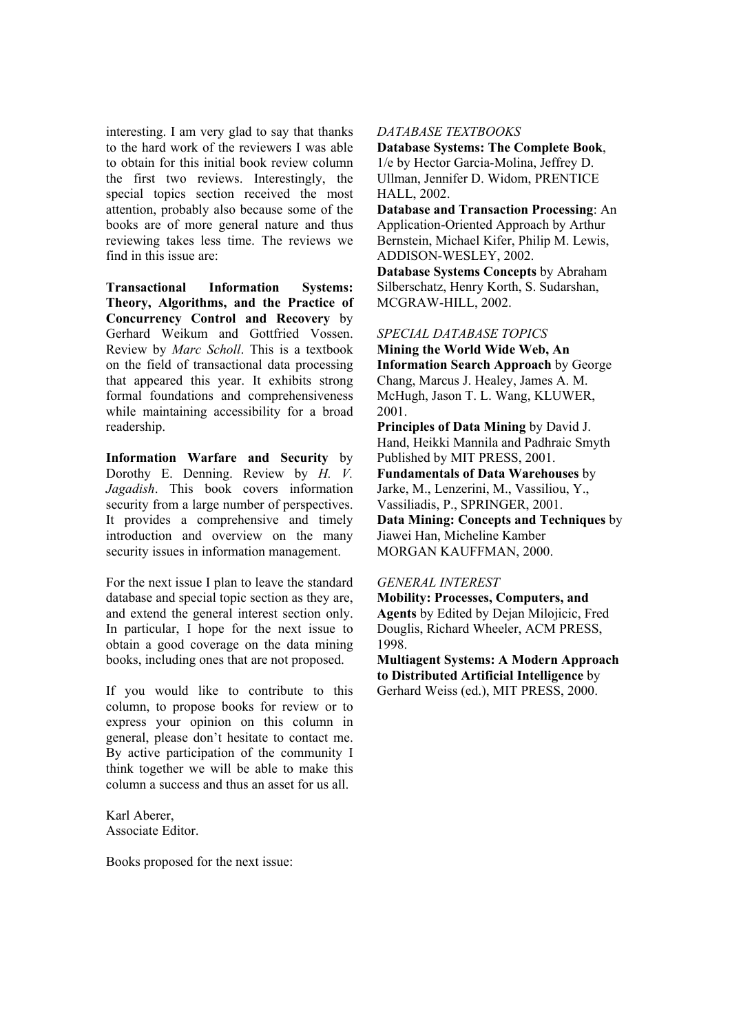interesting. I am very glad to say that thanks to the hard work of the reviewers I was able to obtain for this initial book review column the first two reviews. Interestingly, the special topics section received the most attention, probably also because some of the books are of more general nature and thus reviewing takes less time. The reviews we find in this issue are:

**Transactional Information Systems: Theory, Algorithms, and the Practice of Concurrency Control and Recovery** by Gerhard Weikum and Gottfried Vossen. Review by *Marc Scholl*. This is a textbook on the field of transactional data processing that appeared this year. It exhibits strong formal foundations and comprehensiveness while maintaining accessibility for a broad readership.

**Information Warfare and Security** by Dorothy E. Denning. Review by *H. V. Jagadish*. This book covers information security from a large number of perspectives. It provides a comprehensive and timely introduction and overview on the many security issues in information management.

For the next issue I plan to leave the standard database and special topic section as they are, and extend the general interest section only. In particular, I hope for the next issue to obtain a good coverage on the data mining books, including ones that are not proposed.

If you would like to contribute to this column, to propose books for review or to express your opinion on this column in general, please don't hesitate to contact me. By active participation of the community I think together we will be able to make this column a success and thus an asset for us all.

Karl Aberer,
Associate Editor.

Books proposed for the next issue:

*DATABASE TEXTBOOKS*

**Database Systems: The Complete Book**, 1/e by Hector Garcia-Molina, Jeffrey D. Ullman, Jennifer D. Widom, PRENTICE HALL, 2002.

**Database and Transaction Processing**: An Application-Oriented Approach by Arthur Bernstein, Michael Kifer, Philip M. Lewis, ADDISON-WESLEY, 2002.

**Database Systems Concepts** by Abraham Silberschatz, Henry Korth, S. Sudarshan, MCGRAW-HILL, 2002.

*SPECIAL DATABASE TOPICS*

**Mining the World Wide Web, An Information Search Approach** by George Chang, Marcus J. Healey, James A. M. McHugh, Jason T. L. Wang, KLUWER, 2001.

**Principles of Data Mining** by David J. Hand, Heikki Mannila and Padhraic Smyth Published by MIT PRESS, 2001.

**Fundamentals of Data Warehouses** by Jarke, M., Lenzerini, M., Vassiliou, Y., Vassiliadis, P., SPRINGER, 2001.

**Data Mining: Concepts and Techniques** by Jiawei Han, Micheline Kamber MORGAN KAUFFMAN, 2000.

*GENERAL INTEREST*

**Mobility: Processes, Computers, and Agents** by Edited by Dejan Milojicic, Fred Douglis, Richard Wheeler, ACM PRESS, 1998.

**Multiagent Systems: A Modern Approach to Distributed Artificial Intelligence** by Gerhard Weiss (ed.), MIT PRESS, 2000.